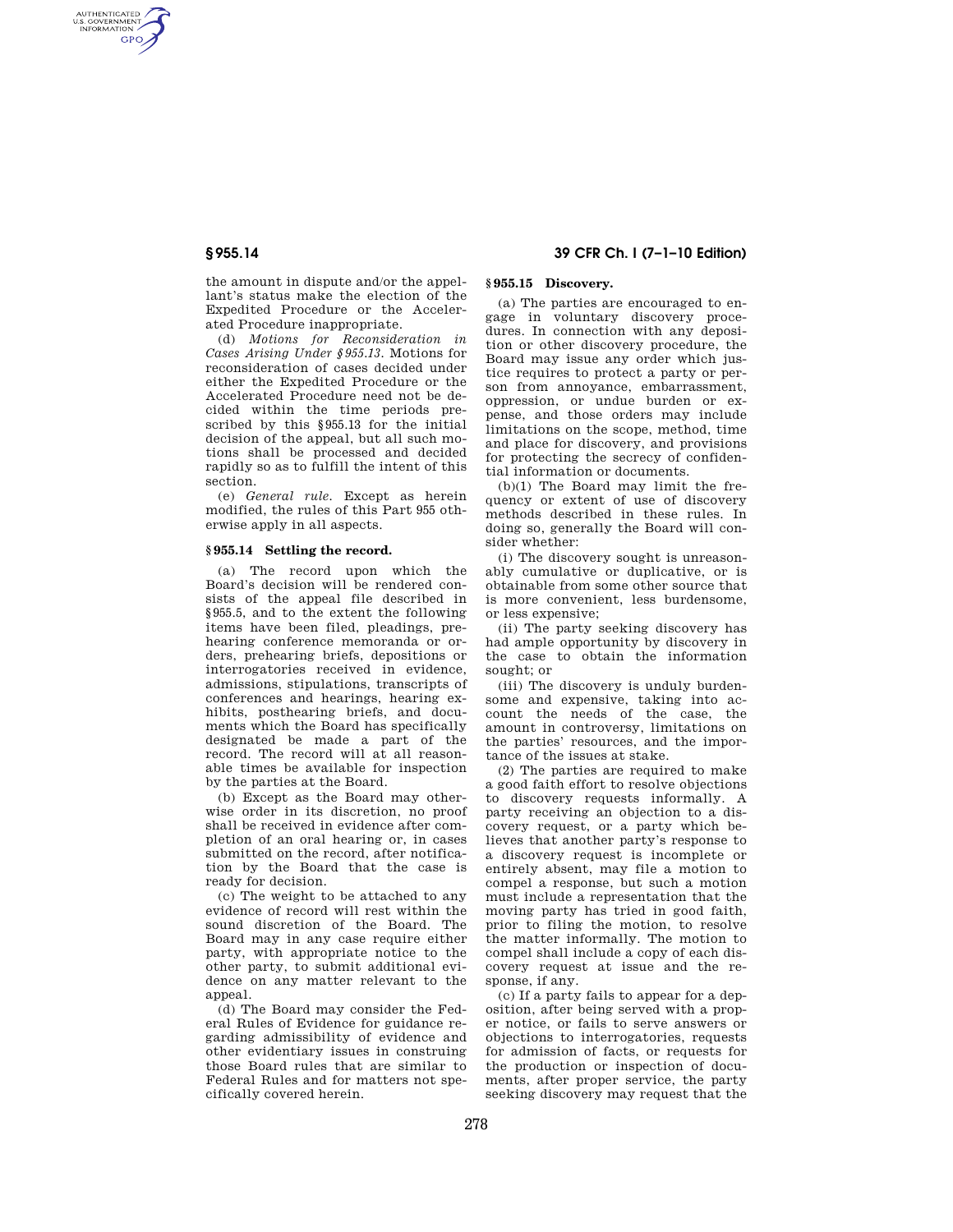the amount in dispute and/or the appellant's status make the election of the Expedited Procedure or the Accelerated Procedure inappropriate.

(d) *Motions for Reconsideration in Cases Arising Under §955.13.* Motions for reconsideration of cases decided under either the Expedited Procedure or the Accelerated Procedure need not be decided within the time periods prescribed by this §955.13 for the initial decision of the appeal, but all such motions shall be processed and decided rapidly so as to fulfill the intent of this section.

(e) *General rule.* Except as herein modified, the rules of this Part 955 otherwise apply in all aspects.

### §955.14 Settling the record.

(a) The record upon which the Board's decision will be rendered consists of the appeal file described in §955.5, and to the extent the following items have been filed, pleadings, prehearing conference memoranda or orders, prehearing briefs, depositions or interrogatories received in evidence, admissions, stipulations, transcripts of conferences and hearings, hearing exhibits, posthearing briefs, and documents which the Board has specifically designated be made a part of the record. The record will at all reasonable times be available for inspection by the parties at the Board.

(b) Except as the Board may otherwise order in its discretion, no proof shall be received in evidence after completion of an oral hearing or, in cases submitted on the record, after notification by the Board that the case is ready for decision.

(c) The weight to be attached to any evidence of record will rest within the sound discretion of the Board. The Board may in any case require either party, with appropriate notice to the other party, to submit additional evidence on any matter relevant to the appeal.

(d) The Board may consider the Federal Rules of Evidence for guidance regarding admissibility of evidence and other evidentiary issues in construing those Board rules that are similar to Federal Rules and for matters not specifically covered herein.

### §955.15 Discovery.

(a) The parties are encouraged to engage in voluntary discovery procedures. In connection with any deposition or other discovery procedure, the Board may issue any order which justice requires to protect a party or person from annoyance, embarrassment, oppression, or undue burden or expense, and those orders may include limitations on the scope, method, time and place for discovery, and provisions for protecting the secrecy of confidential information or documents.

(b)(1) The Board may limit the frequency or extent of use of discovery methods described in these rules. In doing so, generally the Board will consider whether:

(i) The discovery sought is unreasonably cumulative or duplicative, or is obtainable from some other source that is more convenient, less burdensome, or less expensive;

(ii) The party seeking discovery has had ample opportunity by discovery in the case to obtain the information sought; or

(iii) The discovery is unduly burdensome and expensive, taking into account the needs of the case, the amount in controversy, limitations on the parties' resources, and the importance of the issues at stake.

(2) The parties are required to make a good faith effort to resolve objections to discovery requests informally. A party receiving an objection to a discovery request, or a party which believes that another party's response to a discovery request is incomplete or entirely absent, may file a motion to compel a response, but such a motion must include a representation that the moving party has tried in good faith, prior to filing the motion, to resolve the matter informally. The motion to compel shall include a copy of each discovery request at issue and the response, if any.

(c) If a party fails to appear for a deposition, after being served with a proper notice, or fails to serve answers or objections to interrogatories, requests for admission of facts, or requests for the production or inspection of documents, after proper service, the party seeking discovery may request that the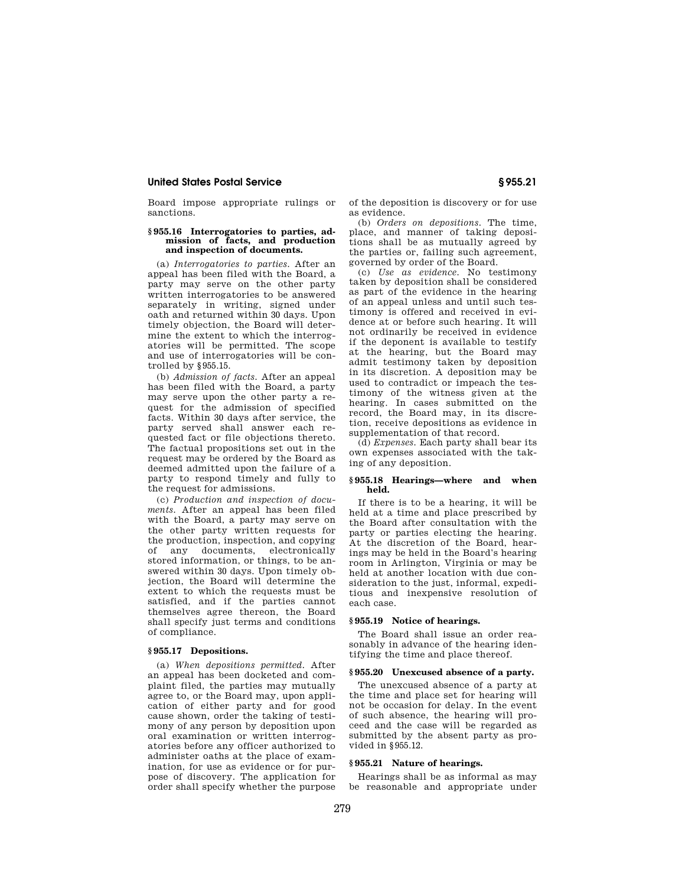Board impose appropriate rulings or sanctions.

**§ 955.16 Interrogatories to parties, admission of facts, and production and inspection of documents.**

(a) *Interrogatories to parties.* After an appeal has been filed with the Board, a party may serve on the other party written interrogatories to be answered separately in writing, signed under oath and returned within 30 days. Upon timely objection, the Board will determine the extent to which the interrogatories will be permitted. The scope and use of interrogatories will be controlled by § 955.15.

(b) *Admission of facts.* After an appeal has been filed with the Board, a party may serve upon the other party a request for the admission of specified facts. Within 30 days after service, the party served shall answer each requested fact or file objections thereto. The factual propositions set out in the request may be ordered by the Board as deemed admitted upon the failure of a party to respond timely and fully to the request for admissions.

(c) *Production and inspection of documents.* After an appeal has been filed with the Board, a party may serve on the other party written requests for the production, inspection, and copying of any documents, electronically stored information, or things, to be answered within 30 days. Upon timely objection, the Board will determine the extent to which the requests must be satisfied, and if the parties cannot themselves agree thereon, the Board shall specify just terms and conditions of compliance.

**§ 955.17 Depositions.**

(a) *When depositions permitted.* After an appeal has been docketed and complaint filed, the parties may mutually agree to, or the Board may, upon application of either party and for good cause shown, order the taking of testimony of any person by deposition upon oral examination or written interrogatories before any officer authorized to administer oaths at the place of examination, for use as evidence or for purpose of discovery. The application for order shall specify whether the purpose of the deposition is discovery or for use as evidence.

(b) *Orders on depositions.* The time, place, and manner of taking depositions shall be as mutually agreed by the parties or, failing such agreement, governed by order of the Board.

(c) *Use as evidence.* No testimony taken by deposition shall be considered as part of the evidence in the hearing of an appeal unless and until such testimony is offered and received in evidence at or before such hearing. It will not ordinarily be received in evidence if the deponent is available to testify at the hearing, but the Board may admit testimony taken by deposition in its discretion. A deposition may be used to contradict or impeach the testimony of the witness given at the hearing. In cases submitted on the record, the Board may, in its discretion, receive depositions as evidence in supplementation of that record.

(d) *Expenses.* Each party shall bear its own expenses associated with the taking of any deposition.

**§ 955.18 Hearings—where and when held.**

If there is to be a hearing, it will be held at a time and place prescribed by the Board after consultation with the party or parties electing the hearing. At the discretion of the Board, hearings may be held in the Board's hearing room in Arlington, Virginia or may be held at another location with due consideration to the just, informal, expeditious and inexpensive resolution of each case.

**§ 955.19 Notice of hearings.**

The Board shall issue an order reasonably in advance of the hearing identifying the time and place thereof.

**§ 955.20 Unexcused absence of a party.**

The unexcused absence of a party at the time and place set for hearing will not be occasion for delay. In the event of such absence, the hearing will proceed and the case will be regarded as submitted by the absent party as provided in § 955.12.

**§ 955.21 Nature of hearings.**

Hearings shall be as informal as may be reasonable and appropriate under